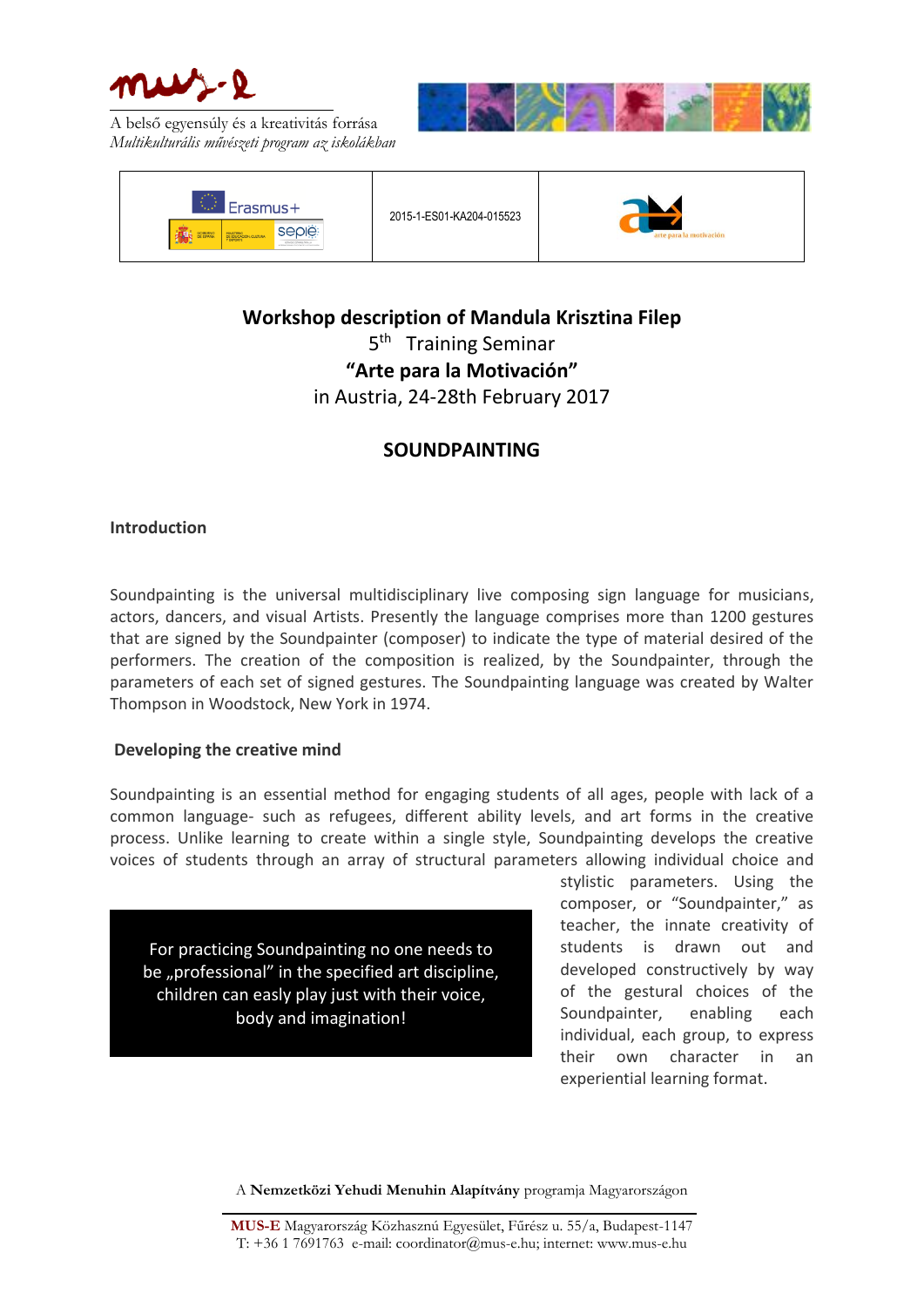A belső egyensúly és a kreativitás forrása
*Multikulturális művészeti program az iskolákban*

| Erasmus+ / sepie | 2015-1-ES01-KA204-015523 | arte para la motivación |
| --- | --- | --- |

**Workshop description of Mandula Krisztina Filep**

5th Training Seminar

**"Arte para la Motivación"**

in Austria, 24-28th February 2017

## SOUNDPAINTING

### Introduction

Soundpainting is the universal multidisciplinary live composing sign language for musicians, actors, dancers, and visual Artists. Presently the language comprises more than 1200 gestures that are signed by the Soundpainter (composer) to indicate the type of material desired of the performers. The creation of the composition is realized, by the Soundpainter, through the parameters of each set of signed gestures. The Soundpainting language was created by Walter Thompson in Woodstock, New York in 1974.

### Developing the creative mind

Soundpainting is an essential method for engaging students of all ages, people with lack of a common language- such as refugees, different ability levels, and art forms in the creative process. Unlike learning to create within a single style, Soundpainting develops the creative voices of students through an array of structural parameters allowing individual choice and stylistic parameters. Using the composer, or "Soundpainter," as teacher, the innate creativity of students is drawn out and developed constructively by way of the gestural choices of the Soundpainter, enabling each individual, each group, to express their own character in an experiential learning format.

> For practicing Soundpainting no one needs to be „professional" in the specified art discipline, children can easly play just with their voice, body and imagination!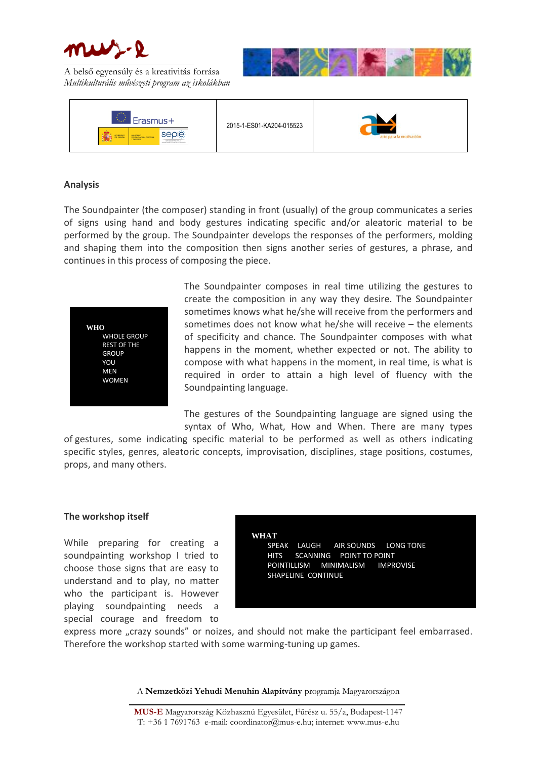## Analysis

The Soundpainter (the composer) standing in front (usually) of the group communicates a series of signs using hand and body gestures indicating specific and/or aleatoric material to be performed by the group. The Soundpainter develops the responses of the performers, molding and shaping them into the composition then signs another series of gestures, a phrase, and continues in this process of composing the piece.

**WHO**
WHOLE GROUP
REST OF THE GROUP
YOU
MEN
WOMEN

The Soundpainter composes in real time utilizing the gestures to create the composition in any way they desire. The Soundpainter sometimes knows what he/she will receive from the performers and sometimes does not know what he/she will receive – the elements of specificity and chance. The Soundpainter composes with what happens in the moment, whether expected or not. The ability to compose with what happens in the moment, in real time, is what is required in order to attain a high level of fluency with the Soundpainting language.

The gestures of the Soundpainting language are signed using the syntax of Who, What, How and When. There are many types of gestures, some indicating specific material to be performed as well as others indicating specific styles, genres, aleatoric concepts, improvisation, disciplines, stage positions, costumes, props, and many others.

## The workshop itself

**WHAT**
SPEAK LAUGH AIR SOUNDS LONG TONE
HITS SCANNING POINT TO POINT
POINTILLISM MINIMALISM IMPROVISE
SHAPELINE CONTINUE

While preparing for creating a soundpainting workshop I tried to choose those signs that are easy to understand and to play, no matter who the participant is. However playing soundpainting needs a special courage and freedom to express more „crazy sounds" or noizes, and should not make the participant feel embarrased. Therefore the workshop started with some warming-tuning up games.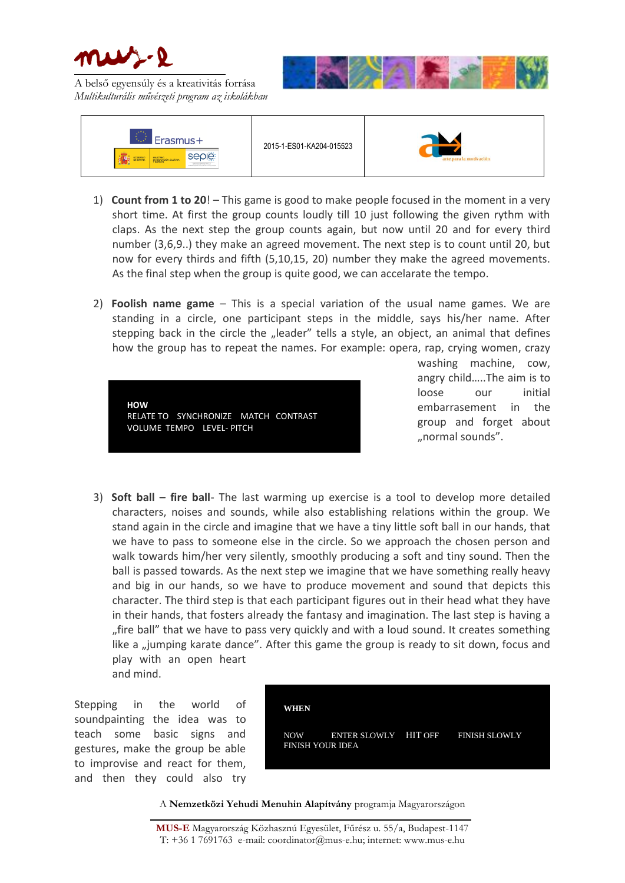1) **Count from 1 to 20**! – This game is good to make people focused in the moment in a very short time. At first the group counts loudly till 10 just following the given rythm with claps. As the next step the group counts again, but now until 20 and for every third number (3,6,9..) they make an agreed movement. The next step is to count until 20, but now for every thirds and fifth (5,10,15, 20) number they make the agreed movements. As the final step when the group is quite good, we can accelarate the tempo.

2) **Foolish name game** – This is a special variation of the usual name games. We are standing in a circle, one participant steps in the middle, says his/her name. After stepping back in the circle the „leader" tells a style, an object, an animal that defines how the group has to repeat the names. For example: opera, rap, crying women, crazy washing machine, cow, angry child…..The aim is to loose our initial embarrassement in the group and forget about „normal sounds".

**HOW**
RELATE TO SYNCHRONIZE MATCH CONTRAST
VOLUME TEMPO LEVEL- PITCH

3) **Soft ball – fire ball**- The last warming up exercise is a tool to develop more detailed characters, noises and sounds, while also establishing relations within the group. We stand again in the circle and imagine that we have a tiny little soft ball in our hands, that we have to pass to someone else in the circle. So we approach the chosen person and walk towards him/her very silently, smoothly producing a soft and tiny sound. Then the ball is passed towards. As the next step we imagine that we have something really heavy and big in our hands, so we have to produce movement and sound that depicts this character. The third step is that each participant figures out in their head what they have in their hands, that fosters already the fantasy and imagination. The last step is having a „fire ball" that we have to pass very quickly and with a loud sound. It creates something like a „jumping karate dance". After this game the group is ready to sit down, focus and play with an open heart and mind.

Stepping in the world of soundpainting the idea was to teach some basic signs and gestures, make the group be able to improvise and react for them, and then they could also try

**WHEN**
NOW ENTER SLOWLY HIT OFF FINISH SLOWLY
FINISH YOUR IDEA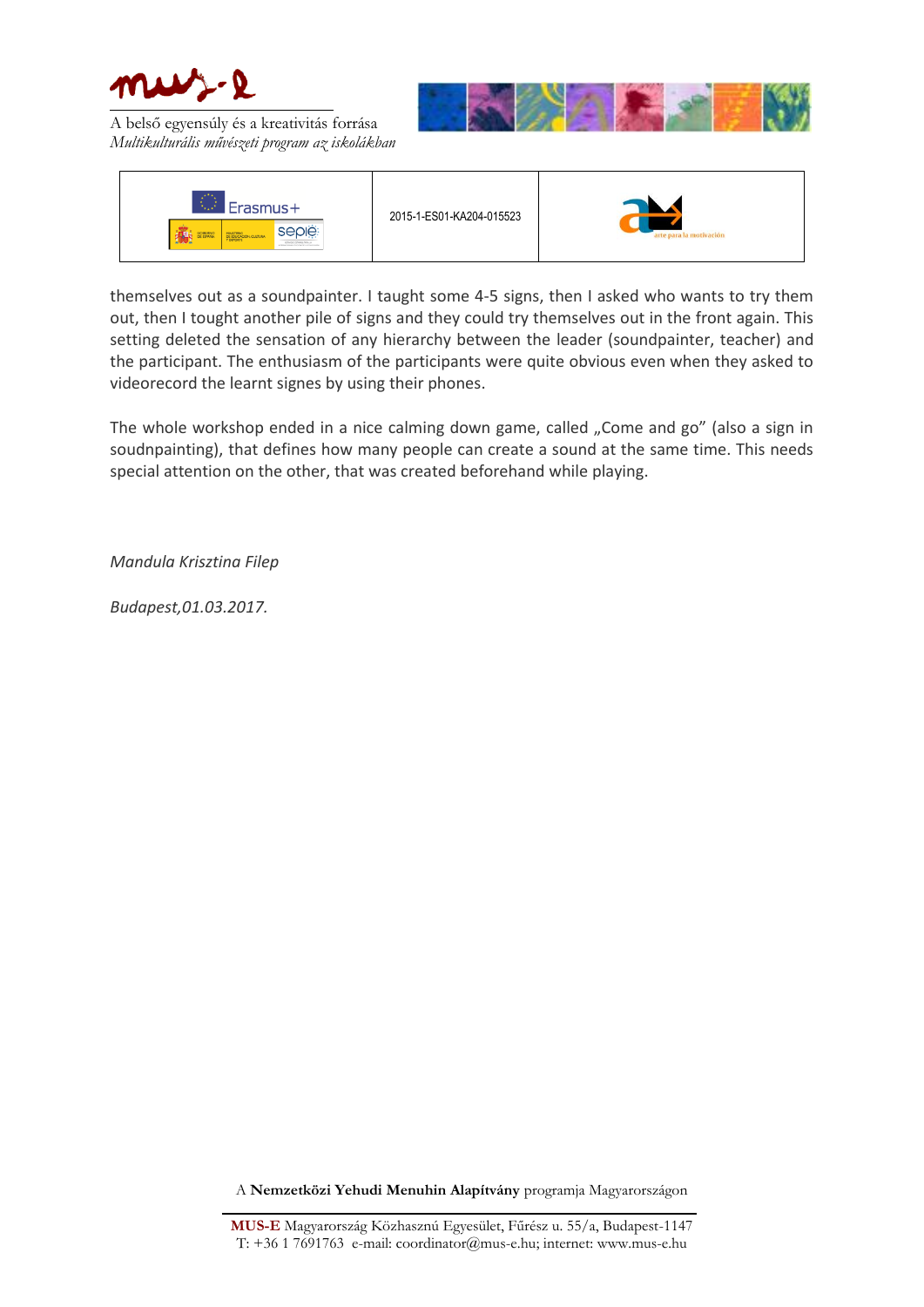themselves out as a soundpainter. I taught some 4-5 signs, then I asked who wants to try them out, then I tought another pile of signs and they could try themselves out in the front again. This setting deleted the sensation of any hierarchy between the leader (soundpainter, teacher) and the participant. The enthusiasm of the participants were quite obvious even when they asked to videorecord the learnt signes by using their phones.

The whole workshop ended in a nice calming down game, called „Come and go" (also a sign in soudnpainting), that defines how many people can create a sound at the same time. This needs special attention on the other, that was created beforehand while playing.

*Mandula Krisztina Filep*

*Budapest,01.03.2017.*